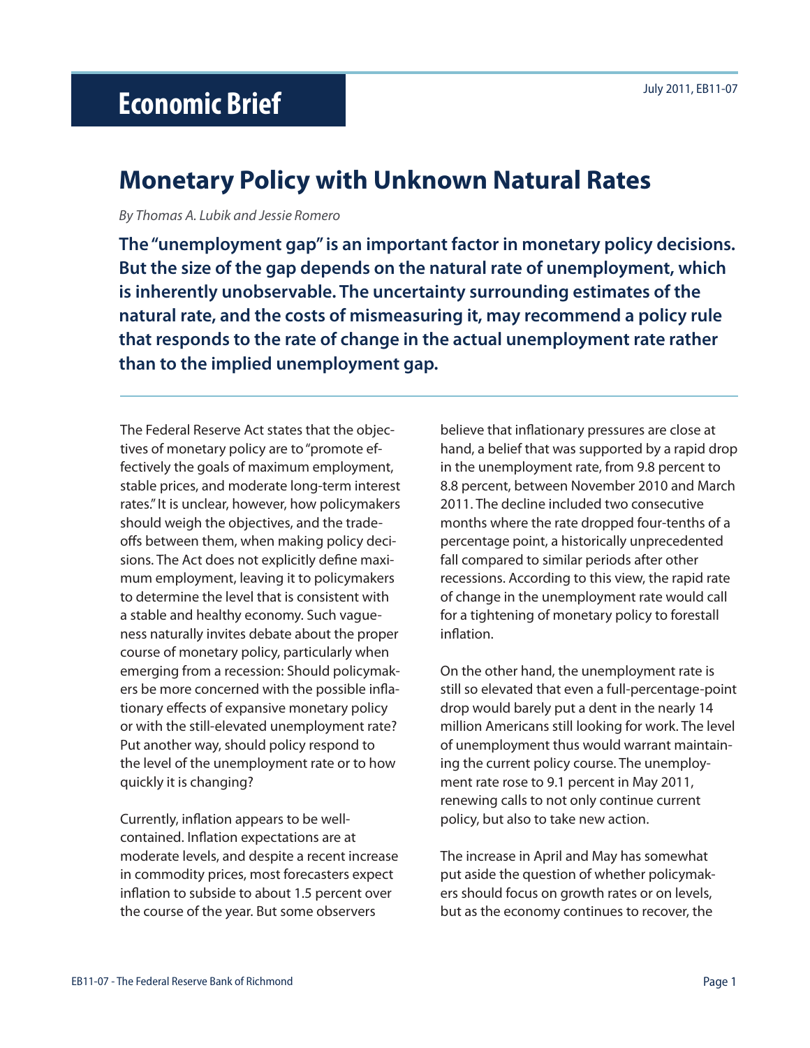# Economic Brief

July 2011, EB11-07

## Monetary Policy with Unknown Natural Rates

*By Thomas A. Lubik and Jessie Romero*

**The "unemployment gap" is an important factor in monetary policy decisions. But the size of the gap depends on the natural rate of unemployment, which is inherently unobservable. The uncertainty surrounding estimates of the natural rate, and the costs of mismeasuring it, may recommend a policy rule that responds to the rate of change in the actual unemployment rate rather than to the implied unemployment gap.**

The Federal Reserve Act states that the objectives of monetary policy are to "promote effectively the goals of maximum employment, stable prices, and moderate long-term interest rates." It is unclear, however, how policymakers should weigh the objectives, and the tradeoffs between them, when making policy decisions. The Act does not explicitly define maximum employment, leaving it to policymakers to determine the level that is consistent with a stable and healthy economy. Such vagueness naturally invites debate about the proper course of monetary policy, particularly when emerging from a recession: Should policymakers be more concerned with the possible inflationary effects of expansive monetary policy or with the still-elevated unemployment rate? Put another way, should policy respond to the level of the unemployment rate or to how quickly it is changing?

Currently, inflation appears to be well-contained. Inflation expectations are at moderate levels, and despite a recent increase in commodity prices, most forecasters expect inflation to subside to about 1.5 percent over the course of the year. But some observers believe that inflationary pressures are close at hand, a belief that was supported by a rapid drop in the unemployment rate, from 9.8 percent to 8.8 percent, between November 2010 and March 2011. The decline included two consecutive months where the rate dropped four-tenths of a percentage point, a historically unprecedented fall compared to similar periods after other recessions. According to this view, the rapid rate of change in the unemployment rate would call for a tightening of monetary policy to forestall inflation.

On the other hand, the unemployment rate is still so elevated that even a full-percentage-point drop would barely put a dent in the nearly 14 million Americans still looking for work. The level of unemployment thus would warrant maintaining the current policy course. The unemployment rate rose to 9.1 percent in May 2011, renewing calls to not only continue current policy, but also to take new action.

The increase in April and May has somewhat put aside the question of whether policymakers should focus on growth rates or on levels, but as the economy continues to recover, the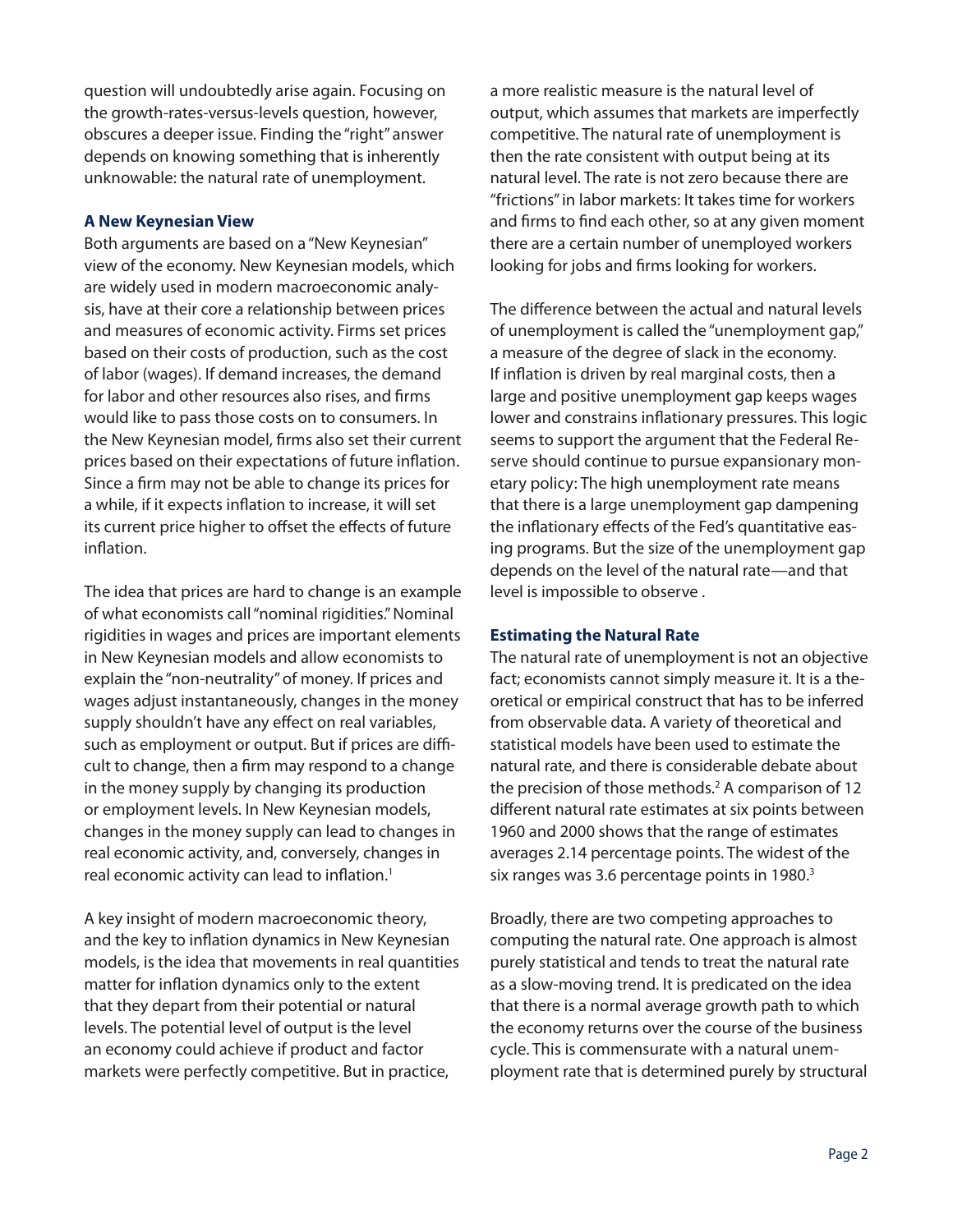question will undoubtedly arise again. Focusing on the growth-rates-versus-levels question, however, obscures a deeper issue. Finding the "right" answer depends on knowing something that is inherently unknowable: the natural rate of unemployment.

### A New Keynesian View

Both arguments are based on a "New Keynesian" view of the economy. New Keynesian models, which are widely used in modern macroeconomic analysis, have at their core a relationship between prices and measures of economic activity. Firms set prices based on their costs of production, such as the cost of labor (wages). If demand increases, the demand for labor and other resources also rises, and firms would like to pass those costs on to consumers. In the New Keynesian model, firms also set their current prices based on their expectations of future inflation. Since a firm may not be able to change its prices for a while, if it expects inflation to increase, it will set its current price higher to offset the effects of future inflation.

The idea that prices are hard to change is an example of what economists call "nominal rigidities." Nominal rigidities in wages and prices are important elements in New Keynesian models and allow economists to explain the "non-neutrality" of money. If prices and wages adjust instantaneously, changes in the money supply shouldn't have any effect on real variables, such as employment or output. But if prices are difficult to change, then a firm may respond to a change in the money supply by changing its production or employment levels. In New Keynesian models, changes in the money supply can lead to changes in real economic activity, and, conversely, changes in real economic activity can lead to inflation.[1]

A key insight of modern macroeconomic theory, and the key to inflation dynamics in New Keynesian models, is the idea that movements in real quantities matter for inflation dynamics only to the extent that they depart from their potential or natural levels. The potential level of output is the level an economy could achieve if product and factor markets were perfectly competitive. But in practice, a more realistic measure is the natural level of output, which assumes that markets are imperfectly competitive. The natural rate of unemployment is then the rate consistent with output being at its natural level. The rate is not zero because there are "frictions" in labor markets: It takes time for workers and firms to find each other, so at any given moment there are a certain number of unemployed workers looking for jobs and firms looking for workers.

The difference between the actual and natural levels of unemployment is called the "unemployment gap," a measure of the degree of slack in the economy. If inflation is driven by real marginal costs, then a large and positive unemployment gap keeps wages lower and constrains inflationary pressures. This logic seems to support the argument that the Federal Reserve should continue to pursue expansionary monetary policy: The high unemployment rate means that there is a large unemployment gap dampening the inflationary effects of the Fed's quantitative easing programs. But the size of the unemployment gap depends on the level of the natural rate—and that level is impossible to observe .

### Estimating the Natural Rate

The natural rate of unemployment is not an objective fact; economists cannot simply measure it. It is a theoretical or empirical construct that has to be inferred from observable data. A variety of theoretical and statistical models have been used to estimate the natural rate, and there is considerable debate about the precision of those methods.[2] A comparison of 12 different natural rate estimates at six points between 1960 and 2000 shows that the range of estimates averages 2.14 percentage points. The widest of the six ranges was 3.6 percentage points in 1980.[3]

Broadly, there are two competing approaches to computing the natural rate. One approach is almost purely statistical and tends to treat the natural rate as a slow-moving trend. It is predicated on the idea that there is a normal average growth path to which the economy returns over the course of the business cycle. This is commensurate with a natural unemployment rate that is determined purely by structural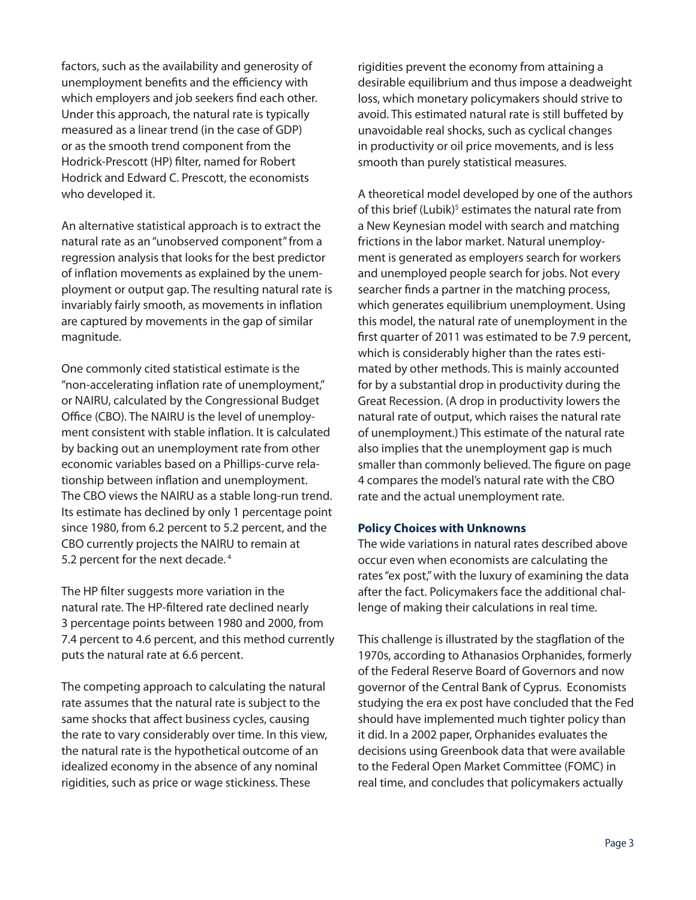factors, such as the availability and generosity of unemployment benefits and the efficiency with which employers and job seekers find each other. Under this approach, the natural rate is typically measured as a linear trend (in the case of GDP) or as the smooth trend component from the Hodrick-Prescott (HP) filter, named for Robert Hodrick and Edward C. Prescott, the economists who developed it.

An alternative statistical approach is to extract the natural rate as an "unobserved component" from a regression analysis that looks for the best predictor of inflation movements as explained by the unemployment or output gap. The resulting natural rate is invariably fairly smooth, as movements in inflation are captured by movements in the gap of similar magnitude.

One commonly cited statistical estimate is the "non-accelerating inflation rate of unemployment," or NAIRU, calculated by the Congressional Budget Office (CBO). The NAIRU is the level of unemployment consistent with stable inflation. It is calculated by backing out an unemployment rate from other economic variables based on a Phillips-curve relationship between inflation and unemployment. The CBO views the NAIRU as a stable long-run trend. Its estimate has declined by only 1 percentage point since 1980, from 6.2 percent to 5.2 percent, and the CBO currently projects the NAIRU to remain at 5.2 percent for the next decade.[4]

The HP filter suggests more variation in the natural rate. The HP-filtered rate declined nearly 3 percentage points between 1980 and 2000, from 7.4 percent to 4.6 percent, and this method currently puts the natural rate at 6.6 percent.

The competing approach to calculating the natural rate assumes that the natural rate is subject to the same shocks that affect business cycles, causing the rate to vary considerably over time. In this view, the natural rate is the hypothetical outcome of an idealized economy in the absence of any nominal rigidities, such as price or wage stickiness. These rigidities prevent the economy from attaining a desirable equilibrium and thus impose a deadweight loss, which monetary policymakers should strive to avoid. This estimated natural rate is still buffeted by unavoidable real shocks, such as cyclical changes in productivity or oil price movements, and is less smooth than purely statistical measures.

A theoretical model developed by one of the authors of this brief (Lubik)[5] estimates the natural rate from a New Keynesian model with search and matching frictions in the labor market. Natural unemployment is generated as employers search for workers and unemployed people search for jobs. Not every searcher finds a partner in the matching process, which generates equilibrium unemployment. Using this model, the natural rate of unemployment in the first quarter of 2011 was estimated to be 7.9 percent, which is considerably higher than the rates estimated by other methods. This is mainly accounted for by a substantial drop in productivity during the Great Recession. (A drop in productivity lowers the natural rate of output, which raises the natural rate of unemployment.) This estimate of the natural rate also implies that the unemployment gap is much smaller than commonly believed. The figure on page 4 compares the model's natural rate with the CBO rate and the actual unemployment rate.

**Policy Choices with Unknowns**

The wide variations in natural rates described above occur even when economists are calculating the rates "ex post," with the luxury of examining the data after the fact. Policymakers face the additional challenge of making their calculations in real time.

This challenge is illustrated by the stagflation of the 1970s, according to Athanasios Orphanides, formerly of the Federal Reserve Board of Governors and now governor of the Central Bank of Cyprus. Economists studying the era ex post have concluded that the Fed should have implemented much tighter policy than it did. In a 2002 paper, Orphanides evaluates the decisions using Greenbook data that were available to the Federal Open Market Committee (FOMC) in real time, and concludes that policymakers actually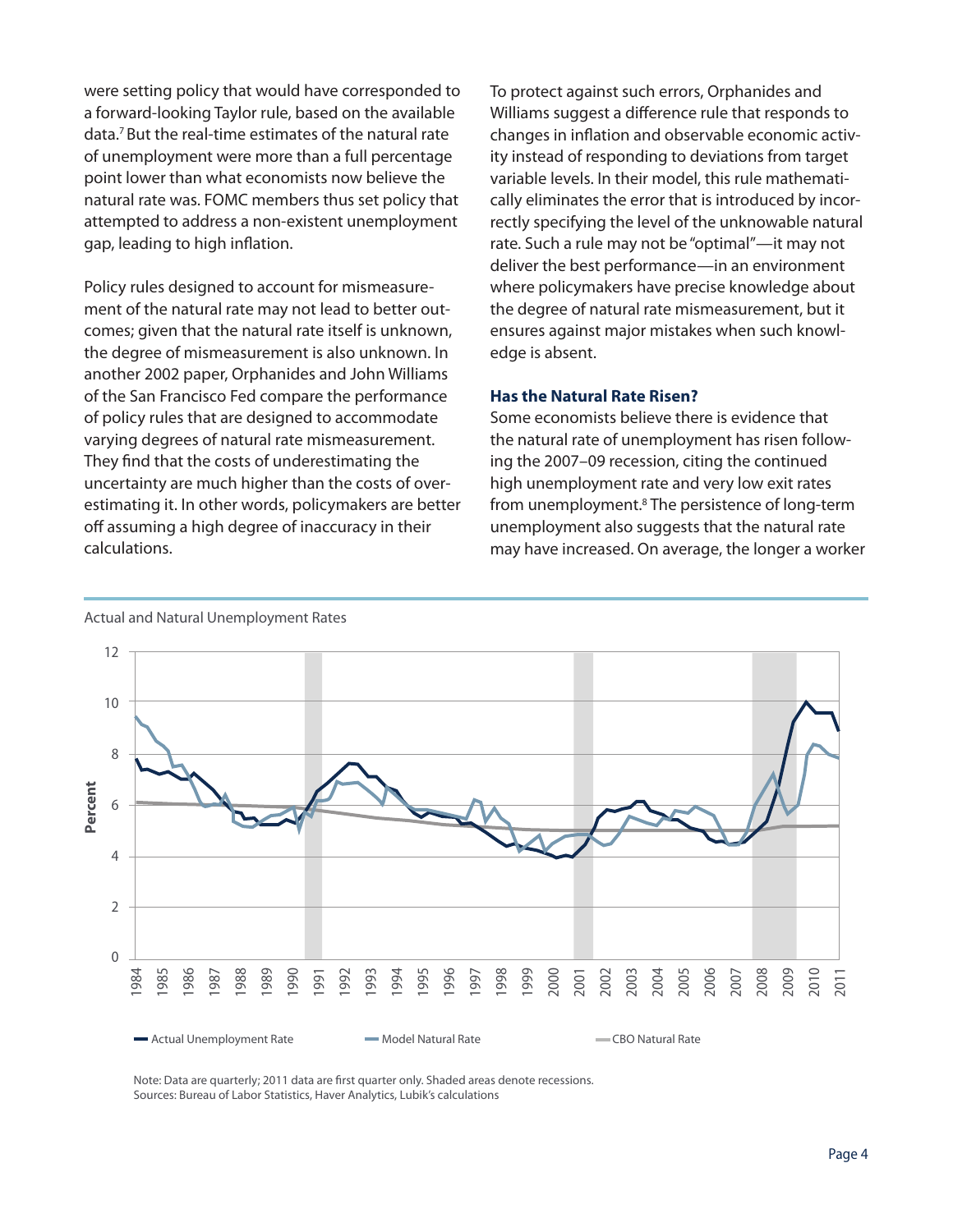were setting policy that would have corresponded to a forward-looking Taylor rule, based on the available data.[7] But the real-time estimates of the natural rate of unemployment were more than a full percentage point lower than what economists now believe the natural rate was. FOMC members thus set policy that attempted to address a non-existent unemployment gap, leading to high inflation.

Policy rules designed to account for mismeasurement of the natural rate may not lead to better outcomes; given that the natural rate itself is unknown, the degree of mismeasurement is also unknown. In another 2002 paper, Orphanides and John Williams of the San Francisco Fed compare the performance of policy rules that are designed to accommodate varying degrees of natural rate mismeasurement. They find that the costs of underestimating the uncertainty are much higher than the costs of overestimating it. In other words, policymakers are better off assuming a high degree of inaccuracy in their calculations.

To protect against such errors, Orphanides and Williams suggest a difference rule that responds to changes in inflation and observable economic activity instead of responding to deviations from target variable levels. In their model, this rule mathematically eliminates the error that is introduced by incorrectly specifying the level of the unknowable natural rate. Such a rule may not be "optimal"—it may not deliver the best performance—in an environment where policymakers have precise knowledge about the degree of natural rate mismeasurement, but it ensures against major mistakes when such knowledge is absent.

### Has the Natural Rate Risen?

Some economists believe there is evidence that the natural rate of unemployment has risen following the 2007–09 recession, citing the continued high unemployment rate and very low exit rates from unemployment.[8] The persistence of long-term unemployment also suggests that the natural rate may have increased. On average, the longer a worker

Actual and Natural Unemployment Rates

Note: Data are quarterly; 2011 data are first quarter only. Shaded areas denote recessions.
Sources: Bureau of Labor Statistics, Haver Analytics, Lubik's calculations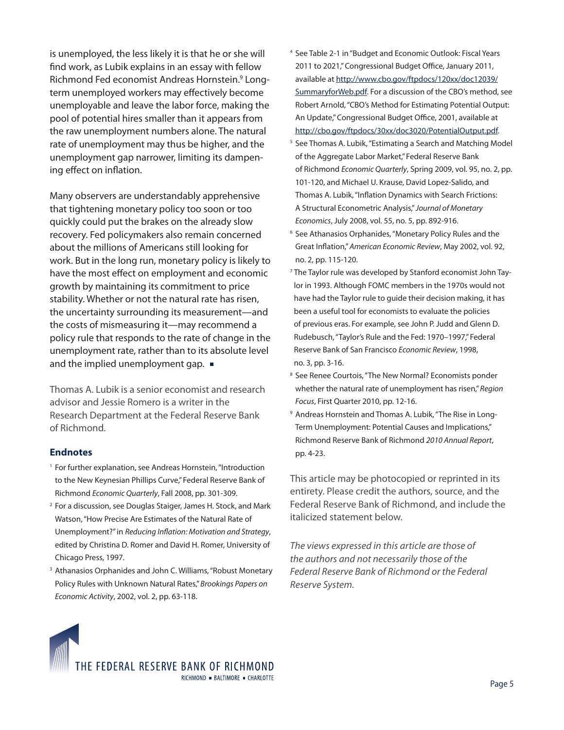is unemployed, the less likely it is that he or she will find work, as Lubik explains in an essay with fellow Richmond Fed economist Andreas Hornstein.[9] Long-term unemployed workers may effectively become unemployable and leave the labor force, making the pool of potential hires smaller than it appears from the raw unemployment numbers alone. The natural rate of unemployment may thus be higher, and the unemployment gap narrower, limiting its dampening effect on inflation.

Many observers are understandably apprehensive that tightening monetary policy too soon or too quickly could put the brakes on the already slow recovery. Fed policymakers also remain concerned about the millions of Americans still looking for work. But in the long run, monetary policy is likely to have the most effect on employment and economic growth by maintaining its commitment to price stability. Whether or not the natural rate has risen, the uncertainty surrounding its measurement—and the costs of mismeasuring it—may recommend a policy rule that responds to the rate of change in the unemployment rate, rather than to its absolute level and the implied unemployment gap. ■

Thomas A. Lubik is a senior economist and research advisor and Jessie Romero is a writer in the Research Department at the Federal Reserve Bank of Richmond.

## Endnotes

[1] For further explanation, see Andreas Hornstein, "Introduction to the New Keynesian Phillips Curve," Federal Reserve Bank of Richmond *Economic Quarterly*, Fall 2008, pp. 301-309.

[2] For a discussion, see Douglas Staiger, James H. Stock, and Mark Watson, "How Precise Are Estimates of the Natural Rate of Unemployment?" in *Reducing Inflation: Motivation and Strategy*, edited by Christina D. Romer and David H. Romer, University of Chicago Press, 1997.

[3] Athanasios Orphanides and John C. Williams, "Robust Monetary Policy Rules with Unknown Natural Rates," *Brookings Papers on Economic Activity*, 2002, vol. 2, pp. 63-118.

[4] See Table 2-1 in "Budget and Economic Outlook: Fiscal Years 2011 to 2021," Congressional Budget Office, January 2011, available at http://www.cbo.gov/ftpdocs/120xx/doc12039/SummaryforWeb.pdf. For a discussion of the CBO's method, see Robert Arnold, "CBO's Method for Estimating Potential Output: An Update," Congressional Budget Office, 2001, available at http://cbo.gov/ftpdocs/30xx/doc3020/PotentialOutput.pdf.

[5] See Thomas A. Lubik, "Estimating a Search and Matching Model of the Aggregate Labor Market," Federal Reserve Bank of Richmond *Economic Quarterly*, Spring 2009, vol. 95, no. 2, pp. 101-120, and Michael U. Krause, David Lopez-Salido, and Thomas A. Lubik, "Inflation Dynamics with Search Frictions: A Structural Econometric Analysis," *Journal of Monetary Economics*, July 2008, vol. 55, no. 5, pp. 892-916.

[6] See Athanasios Orphanides, "Monetary Policy Rules and the Great Inflation," *American Economic Review*, May 2002, vol. 92, no. 2, pp. 115-120.

[7] The Taylor rule was developed by Stanford economist John Taylor in 1993. Although FOMC members in the 1970s would not have had the Taylor rule to guide their decision making, it has been a useful tool for economists to evaluate the policies of previous eras. For example, see John P. Judd and Glenn D. Rudebusch, "Taylor's Rule and the Fed: 1970–1997," Federal Reserve Bank of San Francisco *Economic Review*, 1998, no. 3, pp. 3-16.

[8] See Renee Courtois, "The New Normal? Economists ponder whether the natural rate of unemployment has risen," *Region Focus*, First Quarter 2010, pp. 12-16.

[9] Andreas Hornstein and Thomas A. Lubik, "The Rise in Long-Term Unemployment: Potential Causes and Implications," Richmond Reserve Bank of Richmond *2010 Annual Report*, pp. 4-23.

This article may be photocopied or reprinted in its entirety. Please credit the authors, source, and the Federal Reserve Bank of Richmond, and include the italicized statement below.

*The views expressed in this article are those of the authors and not necessarily those of the Federal Reserve Bank of Richmond or the Federal Reserve System.*

THE FEDERAL RESERVE BANK OF RICHMOND
RICHMOND ■ BALTIMORE ■ CHARLOTTE